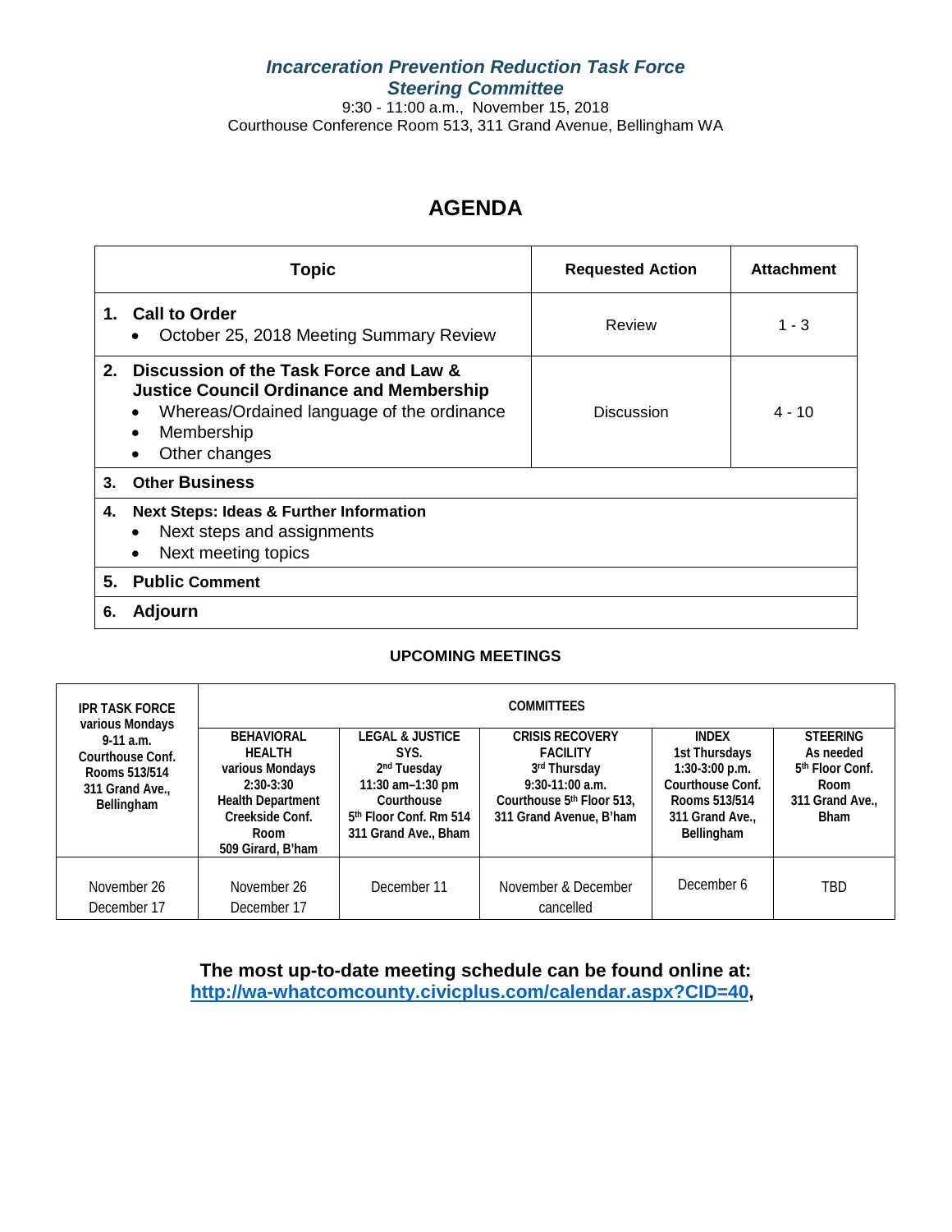***Incarceration Prevention Reduction Task Force***
***Steering Committee***

9:30 - 11:00 a.m., November 15, 2018
Courthouse Conference Room 513, 311 Grand Avenue, Bellingham WA

# AGENDA

| Topic | Requested Action | Attachment |
|---|---|---|
| **1. Call to Order**<br>• October 25, 2018 Meeting Summary Review | Review | 1 - 3 |
| **2. Discussion of the Task Force and Law & Justice Council Ordinance and Membership**<br>• Whereas/Ordained language of the ordinance<br>• Membership<br>• Other changes | Discussion | 4 - 10 |
| **3. Other Business** | | |
| **4. Next Steps: Ideas & Further Information**<br>• Next steps and assignments<br>• Next meeting topics | | |
| **5. Public Comment** | | |
| **6. Adjourn** | | |

**UPCOMING MEETINGS**

| IPR TASK FORCE various Mondays 9-11 a.m. Courthouse Conf. Rooms 513/514 311 Grand Ave., Bellingham | COMMITTEES | | | | |
|---|---|---|---|---|---|
| | BEHAVIORAL HEALTH various Mondays 2:30-3:30 Health Department Creekside Conf. Room 509 Girard, B'ham | LEGAL & JUSTICE SYS. 2nd Tuesday 11:30 am–1:30 pm Courthouse 5th Floor Conf. Rm 514 311 Grand Ave., Bham | CRISIS RECOVERY FACILITY 3rd Thursday 9:30-11:00 a.m. Courthouse 5th Floor 513, 311 Grand Avenue, B'ham | INDEX 1st Thursdays 1:30-3:00 p.m. Courthouse Conf. Rooms 513/514 311 Grand Ave., Bellingham | STEERING As needed 5th Floor Conf. Room 311 Grand Ave., Bham |
| November 26<br>December 17 | November 26<br>December 17 | December 11 | November & December cancelled | December 6 | TBD |

**The most up-to-date meeting schedule can be found online at:**
**[http://wa-whatcomcounty.civicplus.com/calendar.aspx?CID=40](http://wa-whatcomcounty.civicplus.com/calendar.aspx?CID=40),**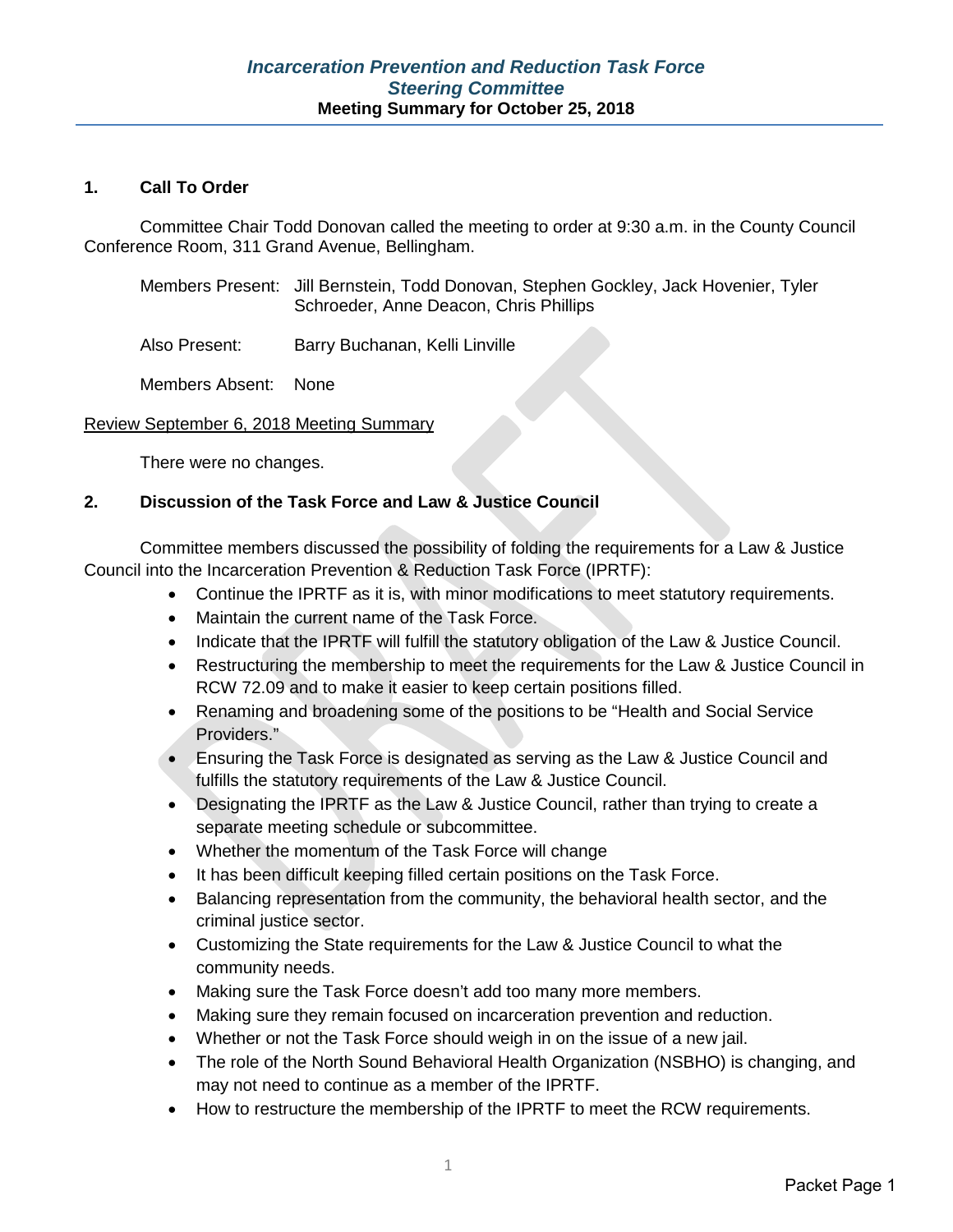# *Incarceration Prevention and Reduction Task Force*
# *Steering Committee*
**Meeting Summary for October 25, 2018**

## 1. Call To Order

Committee Chair Todd Donovan called the meeting to order at 9:30 a.m. in the County Council Conference Room, 311 Grand Avenue, Bellingham.

Members Present: Jill Bernstein, Todd Donovan, Stephen Gockley, Jack Hovenier, Tyler Schroeder, Anne Deacon, Chris Phillips

Also Present: Barry Buchanan, Kelli Linville

Members Absent: None

<u>Review September 6, 2018 Meeting Summary</u>

There were no changes.

## 2. Discussion of the Task Force and Law & Justice Council

Committee members discussed the possibility of folding the requirements for a Law & Justice Council into the Incarceration Prevention & Reduction Task Force (IPRTF):

- Continue the IPRTF as it is, with minor modifications to meet statutory requirements.
- Maintain the current name of the Task Force.
- Indicate that the IPRTF will fulfill the statutory obligation of the Law & Justice Council.
- Restructuring the membership to meet the requirements for the Law & Justice Council in RCW 72.09 and to make it easier to keep certain positions filled.
- Renaming and broadening some of the positions to be "Health and Social Service Providers."
- Ensuring the Task Force is designated as serving as the Law & Justice Council and fulfills the statutory requirements of the Law & Justice Council.
- Designating the IPRTF as the Law & Justice Council, rather than trying to create a separate meeting schedule or subcommittee.
- Whether the momentum of the Task Force will change
- It has been difficult keeping filled certain positions on the Task Force.
- Balancing representation from the community, the behavioral health sector, and the criminal justice sector.
- Customizing the State requirements for the Law & Justice Council to what the community needs.
- Making sure the Task Force doesn't add too many more members.
- Making sure they remain focused on incarceration prevention and reduction.
- Whether or not the Task Force should weigh in on the issue of a new jail.
- The role of the North Sound Behavioral Health Organization (NSBHO) is changing, and may not need to continue as a member of the IPRTF.
- How to restructure the membership of the IPRTF to meet the RCW requirements.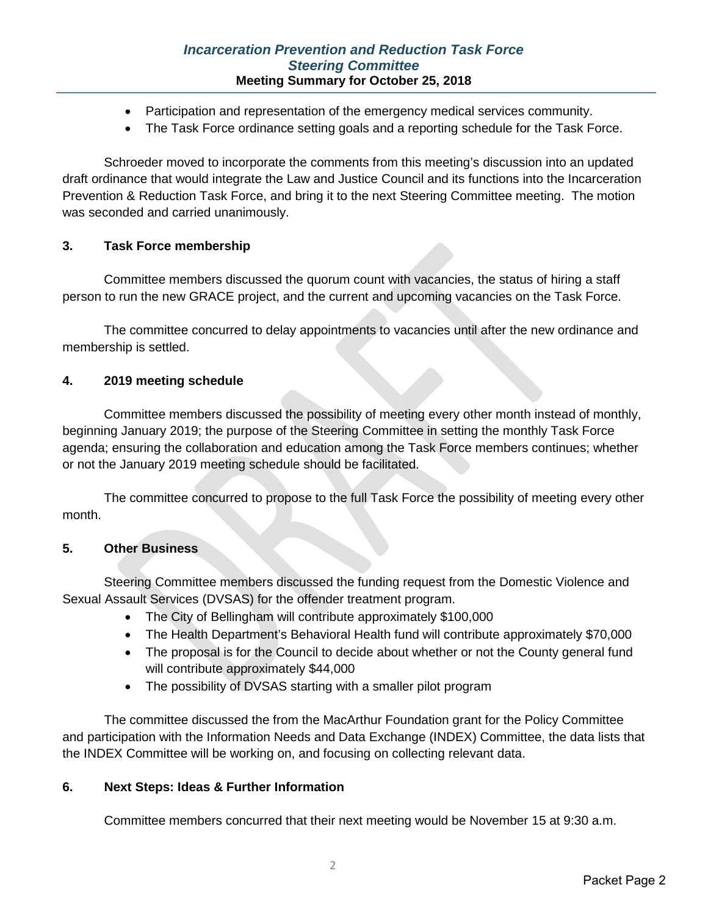- Participation and representation of the emergency medical services community.
- The Task Force ordinance setting goals and a reporting schedule for the Task Force.

Schroeder moved to incorporate the comments from this meeting's discussion into an updated draft ordinance that would integrate the Law and Justice Council and its functions into the Incarceration Prevention & Reduction Task Force, and bring it to the next Steering Committee meeting. The motion was seconded and carried unanimously.

**3. Task Force membership**

Committee members discussed the quorum count with vacancies, the status of hiring a staff person to run the new GRACE project, and the current and upcoming vacancies on the Task Force.

The committee concurred to delay appointments to vacancies until after the new ordinance and membership is settled.

**4. 2019 meeting schedule**

Committee members discussed the possibility of meeting every other month instead of monthly, beginning January 2019; the purpose of the Steering Committee in setting the monthly Task Force agenda; ensuring the collaboration and education among the Task Force members continues; whether or not the January 2019 meeting schedule should be facilitated.

The committee concurred to propose to the full Task Force the possibility of meeting every other month.

**5. Other Business**

Steering Committee members discussed the funding request from the Domestic Violence and Sexual Assault Services (DVSAS) for the offender treatment program.

- The City of Bellingham will contribute approximately $100,000
- The Health Department's Behavioral Health fund will contribute approximately $70,000
- The proposal is for the Council to decide about whether or not the County general fund will contribute approximately $44,000
- The possibility of DVSAS starting with a smaller pilot program

The committee discussed the from the MacArthur Foundation grant for the Policy Committee and participation with the Information Needs and Data Exchange (INDEX) Committee, the data lists that the INDEX Committee will be working on, and focusing on collecting relevant data.

**6. Next Steps: Ideas & Further Information**

Committee members concurred that their next meeting would be November 15 at 9:30 a.m.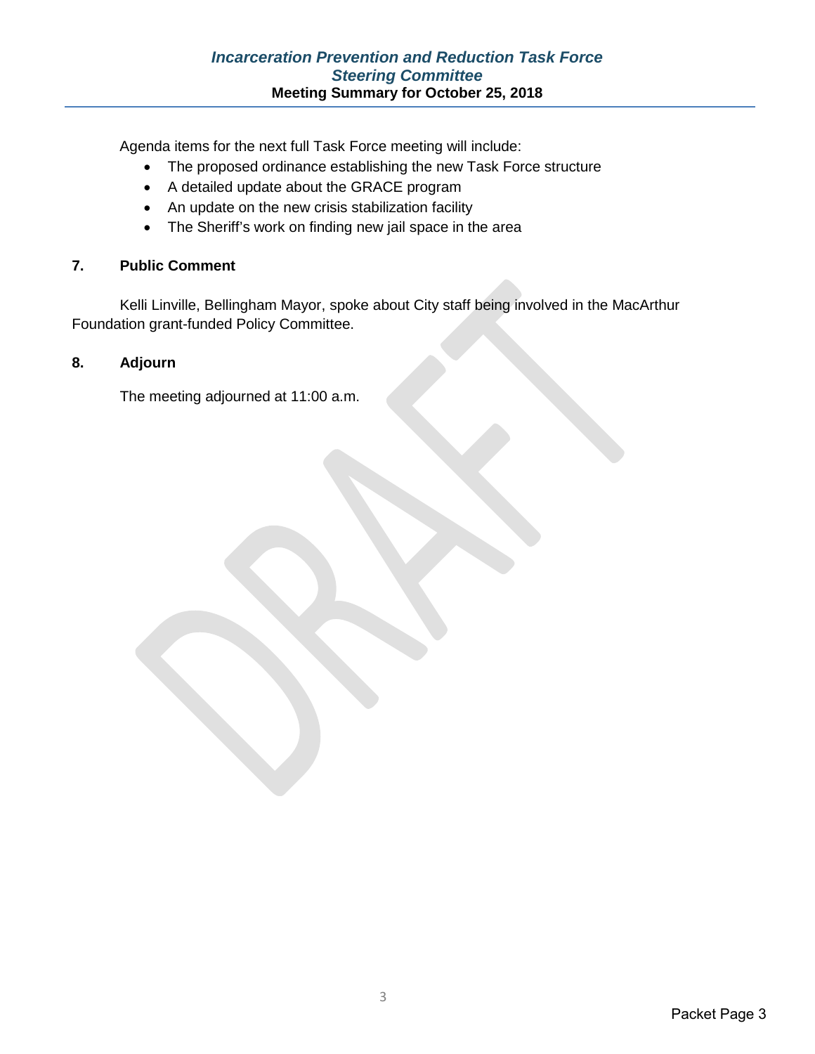Agenda items for the next full Task Force meeting will include:

- The proposed ordinance establishing the new Task Force structure
- A detailed update about the GRACE program
- An update on the new crisis stabilization facility
- The Sheriff's work on finding new jail space in the area

## 7. Public Comment

Kelli Linville, Bellingham Mayor, spoke about City staff being involved in the MacArthur Foundation grant-funded Policy Committee.

## 8. Adjourn

The meeting adjourned at 11:00 a.m.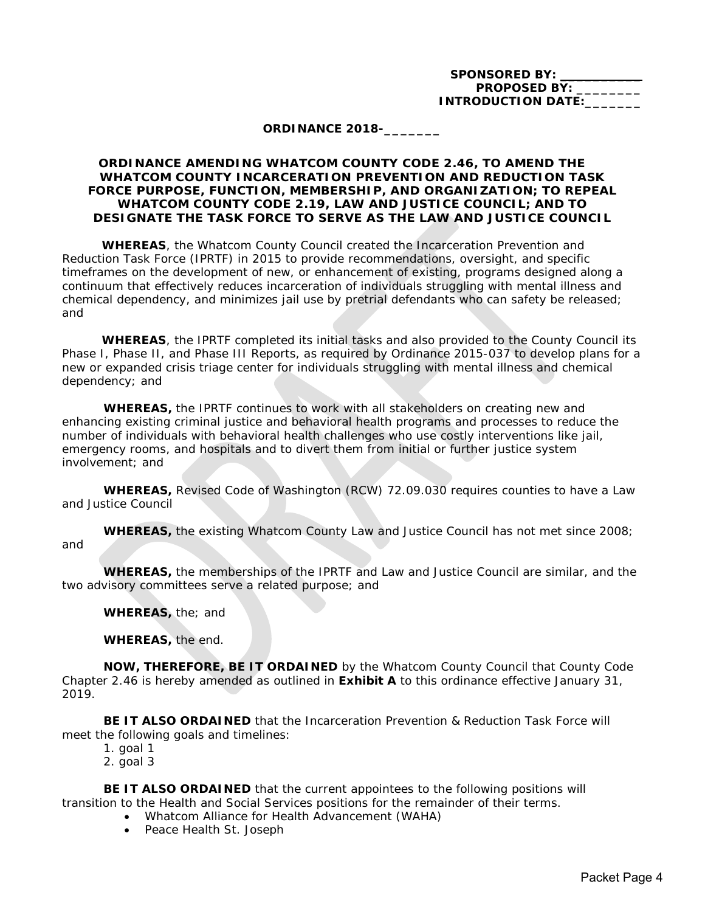**SPONSORED BY: \_\_\_\_\_\_\_\_\_\_\_\_**
**PROPOSED BY: \_\_\_\_\_\_\_\_\_**
**INTRODUCTION DATE:\_\_\_\_\_\_\_\_**

**ORDINANCE 2018-\_\_\_\_\_\_\_\_**

**ORDINANCE AMENDING WHATCOM COUNTY CODE 2.46, TO AMEND THE WHATCOM COUNTY INCARCERATION PREVENTION AND REDUCTION TASK FORCE PURPOSE, FUNCTION, MEMBERSHIP, AND ORGANIZATION; TO REPEAL WHATCOM COUNTY CODE 2.19, LAW AND JUSTICE COUNCIL; AND TO DESIGNATE THE TASK FORCE TO SERVE AS THE LAW AND JUSTICE COUNCIL**

**WHEREAS**, the Whatcom County Council created the Incarceration Prevention and Reduction Task Force (IPRTF) in 2015 to provide recommendations, oversight, and specific timeframes on the development of new, or enhancement of existing, programs designed along a continuum that effectively reduces incarceration of individuals struggling with mental illness and chemical dependency, and minimizes jail use by pretrial defendants who can safety be released; and

**WHEREAS**, the IPRTF completed its initial tasks and also provided to the County Council its Phase I, Phase II, and Phase III Reports, as required by Ordinance 2015-037 to develop plans for a new or expanded crisis triage center for individuals struggling with mental illness and chemical dependency; and

**WHEREAS,** the IPRTF continues to work with all stakeholders on creating new and enhancing existing criminal justice and behavioral health programs and processes to reduce the number of individuals with behavioral health challenges who use costly interventions like jail, emergency rooms, and hospitals and to divert them from initial or further justice system involvement; and

**WHEREAS,** Revised Code of Washington (RCW) 72.09.030 requires counties to have a Law and Justice Council

**WHEREAS,** the existing Whatcom County Law and Justice Council has not met since 2008; and

**WHEREAS,** the memberships of the IPRTF and Law and Justice Council are similar, and the two advisory committees serve a related purpose; and

**WHEREAS,** the; and

**WHEREAS,** the end.

**NOW, THEREFORE, BE IT ORDAINED** by the Whatcom County Council that County Code Chapter 2.46 is hereby amended as outlined in **Exhibit A** to this ordinance effective January 31, 2019.

**BE IT ALSO ORDAINED** that the Incarceration Prevention & Reduction Task Force will meet the following goals and timelines:

1. goal 1
2. goal 3

**BE IT ALSO ORDAINED** that the current appointees to the following positions will transition to the Health and Social Services positions for the remainder of their terms.

- Whatcom Alliance for Health Advancement (WAHA)
- Peace Health St. Joseph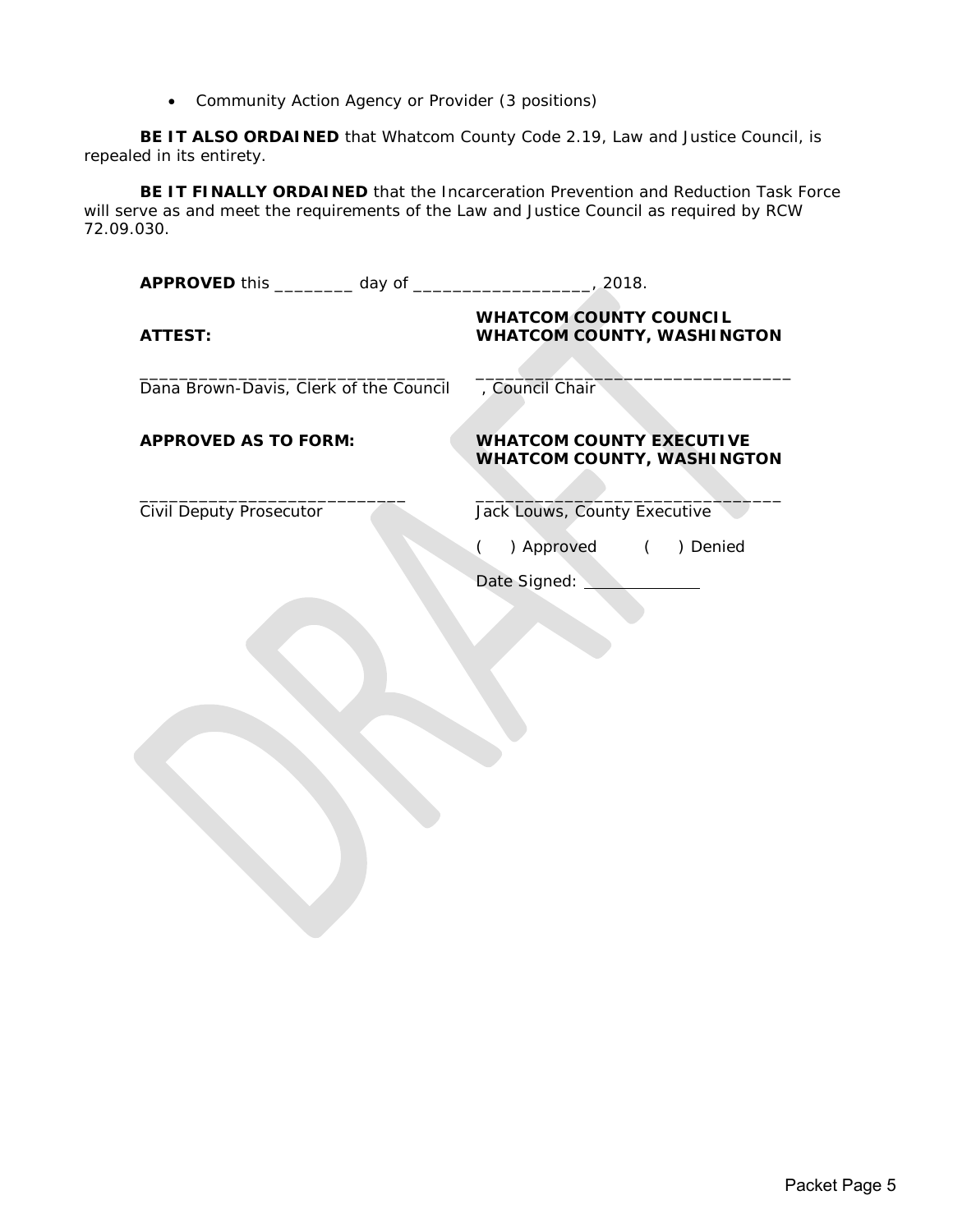- Community Action Agency or Provider (3 positions)

**BE IT ALSO ORDAINED** that Whatcom County Code 2.19, Law and Justice Council, is repealed in its entirety.

**BE IT FINALLY ORDAINED** that the Incarceration Prevention and Reduction Task Force will serve as and meet the requirements of the Law and Justice Council as required by RCW 72.09.030.

**APPROVED** this ________ day of __________________, 2018.

**ATTEST:**

________________________________
Dana Brown-Davis, Clerk of the Council

**WHATCOM COUNTY COUNCIL**
**WHATCOM COUNTY, WASHINGTON**

_________________________________
, Council Chair

**APPROVED AS TO FORM:**

____________________________
Civil Deputy Prosecutor

**WHATCOM COUNTY EXECUTIVE**
**WHATCOM COUNTY, WASHINGTON**

________________________________
Jack Louws, County Executive

(   ) Approved   (   ) Denied

Date Signed: ____________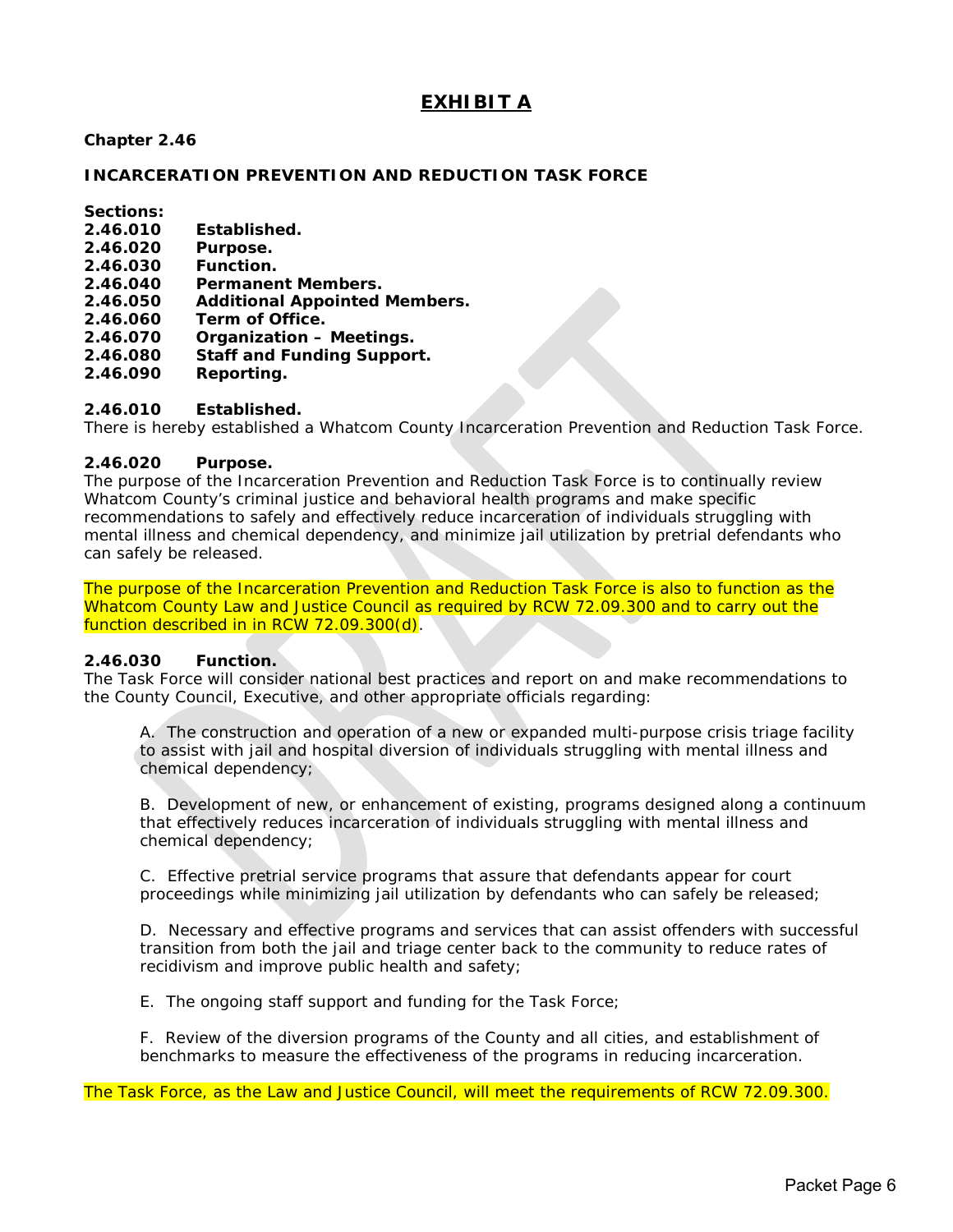# EXHIBIT A

**Chapter 2.46**

**INCARCERATION PREVENTION AND REDUCTION TASK FORCE**

**Sections:**
**2.46.010 Established.**
**2.46.020 Purpose.**
**2.46.030 Function.**
**2.46.040 Permanent Members.**
**2.46.050 Additional Appointed Members.**
**2.46.060 Term of Office.**
**2.46.070 Organization – Meetings.**
**2.46.080 Staff and Funding Support.**
**2.46.090 Reporting.**

**2.46.010 Established.**
There is hereby established a Whatcom County Incarceration Prevention and Reduction Task Force.

**2.46.020 Purpose.**
The purpose of the Incarceration Prevention and Reduction Task Force is to continually review Whatcom County's criminal justice and behavioral health programs and make specific recommendations to safely and effectively reduce incarceration of individuals struggling with mental illness and chemical dependency, and minimize jail utilization by pretrial defendants who can safely be released.

The purpose of the Incarceration Prevention and Reduction Task Force is also to function as the Whatcom County Law and Justice Council as required by RCW 72.09.300 and to carry out the function described in in RCW 72.09.300(d).

**2.46.030 Function.**
The Task Force will consider national best practices and report on and make recommendations to the County Council, Executive, and other appropriate officials regarding:

A. The construction and operation of a new or expanded multi-purpose crisis triage facility to assist with jail and hospital diversion of individuals struggling with mental illness and chemical dependency;

B. Development of new, or enhancement of existing, programs designed along a continuum that effectively reduces incarceration of individuals struggling with mental illness and chemical dependency;

C. Effective pretrial service programs that assure that defendants appear for court proceedings while minimizing jail utilization by defendants who can safely be released;

D. Necessary and effective programs and services that can assist offenders with successful transition from both the jail and triage center back to the community to reduce rates of recidivism and improve public health and safety;

E. The ongoing staff support and funding for the Task Force;

F. Review of the diversion programs of the County and all cities, and establishment of benchmarks to measure the effectiveness of the programs in reducing incarceration.

The Task Force, as the Law and Justice Council, will meet the requirements of RCW 72.09.300.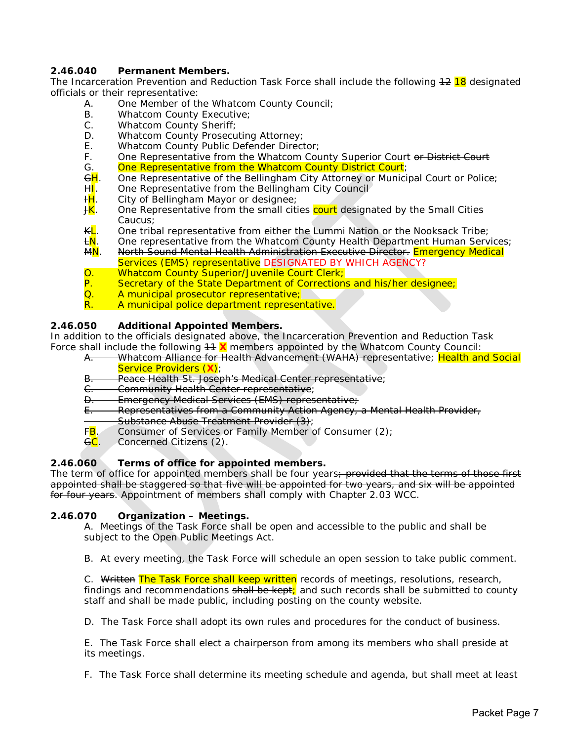**2.46.040 Permanent Members.**

The Incarceration Prevention and Reduction Task Force shall include the following ~~12~~ 18 designated officials or their representative:

A. One Member of the Whatcom County Council;
B. Whatcom County Executive;
C. Whatcom County Sheriff;
D. Whatcom County Prosecuting Attorney;
E. Whatcom County Public Defender Director;
F. One Representative from the Whatcom County Superior Court ~~or District Court~~
G. One Representative from the Whatcom County District Court;
~~G~~H. One Representative of the Bellingham City Attorney or Municipal Court or Police;
~~H~~I. One Representative from the Bellingham City Council
~~I~~H. City of Bellingham Mayor or designee;
~~J~~K. One Representative from the small cities court designated by the Small Cities Caucus;
~~K~~L. One tribal representative from either the Lummi Nation or the Nooksack Tribe;
~~L~~N. One representative from the Whatcom County Health Department Human Services;
~~M~~N. ~~North Sound Mental Health Administration Executive Director.~~ Emergency Medical Services (EMS) representative DESIGNATED BY WHICH AGENCY?
O. Whatcom County Superior/Juvenile Court Clerk;
P. Secretary of the State Department of Corrections and his/her designee;
Q. A municipal prosecutor representative;
R. A municipal police department representative.

**2.46.050 Additional Appointed Members.**

In addition to the officials designated above, the Incarceration Prevention and Reduction Task Force shall include the following ~~11~~ **X** members appointed by the Whatcom County Council:

~~A. Whatcom Alliance for Health Advancement (WAHA) representative~~; Health and Social Service Providers (**X**);
~~B. Peace Health St. Joseph's Medical Center representative~~;
~~C. Community Health Center representative~~;
~~D. Emergency Medical Services (EMS) representative;~~
~~E. Representatives from a Community Action Agency, a Mental Health Provider, Substance Abuse Treatment Provider (3)~~;
~~F~~B. Consumer of Services or Family Member of Consumer (2);
~~G~~C. Concerned Citizens (2).

**2.46.060 Terms of office for appointed members.**

The term of office for appointed members shall be four years~~; provided that the terms of those first appointed shall be staggered so that five will be appointed for two years, and six will be appointed for four years~~. Appointment of members shall comply with Chapter 2.03 WCC.

**2.46.070 Organization – Meetings.**

A. Meetings of the Task Force shall be open and accessible to the public and shall be subject to the Open Public Meetings Act.

B. At every meeting, the Task Force will schedule an open session to take public comment.

C. ~~Written~~ The Task Force shall keep written records of meetings, resolutions, research, findings and recommendations ~~shall be kept~~; and such records shall be submitted to county staff and shall be made public, including posting on the county website.

D. The Task Force shall adopt its own rules and procedures for the conduct of business.

E. The Task Force shall elect a chairperson from among its members who shall preside at its meetings.

F. The Task Force shall determine its meeting schedule and agenda, but shall meet at least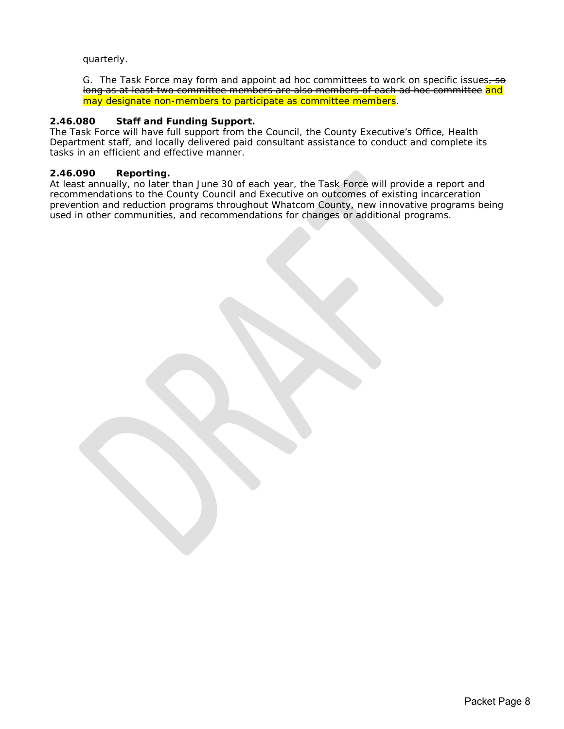quarterly.

G. The Task Force may form and appoint ad hoc committees to work on specific issues~~, so long as at least two committee members are also members of each ad hoc committee~~ and may designate non-members to participate as committee members.

**2.46.080 Staff and Funding Support.**
The Task Force will have full support from the Council, the County Executive's Office, Health Department staff, and locally delivered paid consultant assistance to conduct and complete its tasks in an efficient and effective manner.

**2.46.090 Reporting.**
At least annually, no later than June 30 of each year, the Task Force will provide a report and recommendations to the County Council and Executive on outcomes of existing incarceration prevention and reduction programs throughout Whatcom County, new innovative programs being used in other communities, and recommendations for changes or additional programs.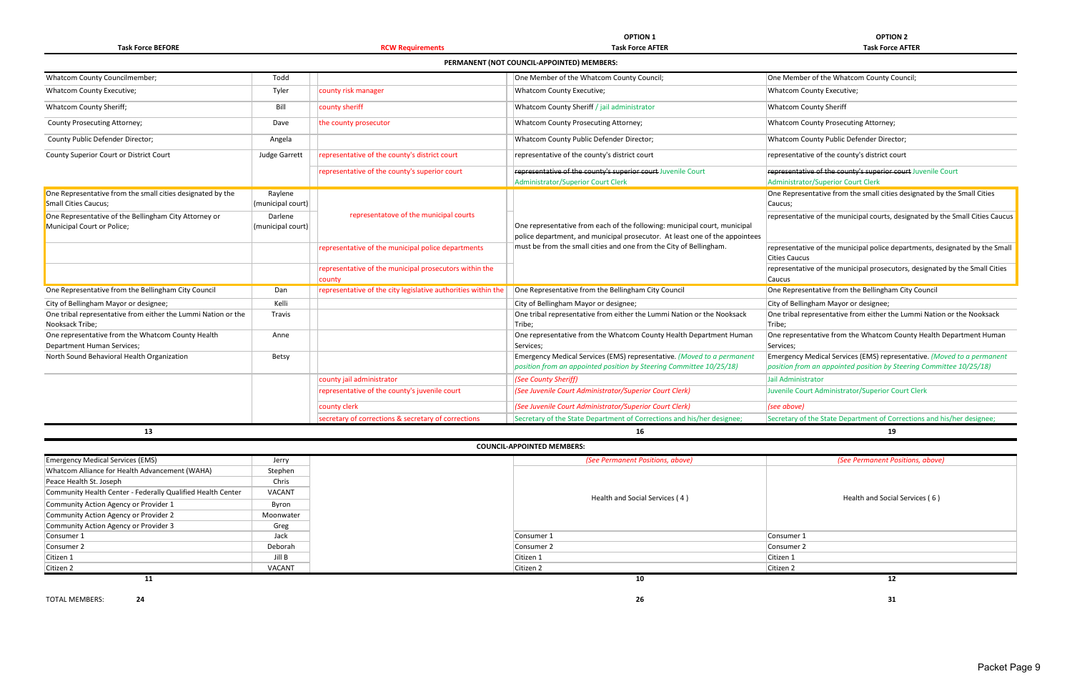| Task Force BEFORE | | RCW Requirements | OPTION 1 Task Force AFTER | OPTION 2 Task Force AFTER |
|---|---|---|---|---|
| **PERMANENT (NOT COUNCIL-APPOINTED) MEMBERS:** | | | | |
| Whatcom County Councilmember; | Todd | | One Member of the Whatcom County Council; | One Member of the Whatcom County Council; |
| Whatcom County Executive; | Tyler | county risk manager | Whatcom County Executive; | Whatcom County Executive; |
| Whatcom County Sheriff; | Bill | county sheriff | Whatcom County Sheriff / jail administrator | Whatcom County Sheriff |
| County Prosecuting Attorney; | Dave | the county prosecutor | Whatcom County Prosecuting Attorney; | Whatcom County Prosecuting Attorney; |
| County Public Defender Director; | Angela | | Whatcom County Public Defender Director; | Whatcom County Public Defender Director; |
| County Superior Court or District Court | Judge Garrett | representative of the county's district court | representative of the county's district court | representative of the county's district court |
| | | representative of the county's superior court | ~~representative of the county's superior court~~ Juvenile Court Administrator/Superior Court Clerk | ~~representative of the county's superior court~~ Juvenile Court Administrator/Superior Court Clerk |
| One Representative from the small cities designated by the Small Cities Caucus; | Raylene (municipal court) | representatove of the municipal courts | One representative from each of the following: municipal court, municipal police department, and municipal prosecutor. At least one of the appointees must be from the small cities and one from the City of Bellingham. | One Representative from the small cities designated by the Small Cities Caucus; |
| One Representative of the Bellingham City Attorney or Municipal Court or Police; | Darlene (municipal court) | | | representative of the municipal courts, designated by the Small Cities Caucus |
| | | representative of the municipal police departments | | representative of the municipal police departments, designated by the Small Cities Caucus |
| | | representative of the municipal prosecutors within the county | | representative of the municipal prosecutors, designated by the Small Cities Caucus |
| One Representative from the Bellingham City Council | Dan | representative of the city legislative authorities within the | One Representative from the Bellingham City Council | One Representative from the Bellingham City Council |
| City of Bellingham Mayor or designee; | Kelli | | City of Bellingham Mayor or designee; | City of Bellingham Mayor or designee; |
| One tribal representative from either the Lummi Nation or the Nooksack Tribe; | Travis | | One tribal representative from either the Lummi Nation or the Nooksack Tribe; | One tribal representative from either the Lummi Nation or the Nooksack Tribe; |
| One representative from the Whatcom County Health Department Human Services; | Anne | | One representative from the Whatcom County Health Department Human Services; | One representative from the Whatcom County Health Department Human Services; |
| North Sound Behavioral Health Organization | Betsy | | Emergency Medical Services (EMS) representative. *(Moved to a permanent position from an appointed position by Steering Committee 10/25/18)* | Emergency Medical Services (EMS) representative. *(Moved to a permanent position from an appointed position by Steering Committee 10/25/18)* |
| | | county jail administrator | *(See County Sheriff)* | Jail Administrator |
| | | representative of the county's juvenile court | *(See Juvenile Court Administrator/Superior Court Clerk)* | Juvenile Court Administrator/Superior Court Clerk |
| | | county clerk | *(See Juvenile Court Administrator/Superior Court Clerk)* | *(see above)* |
| | | secretary of corrections & secretary of corrections | Secretary of the State Department of Corrections and his/her designee; | Secretary of the State Department of Corrections and his/her designee; |
| **13** | | | **16** | **19** |
| **COUNCIL-APPOINTED MEMBERS:** | | | | |
| Emergency Medical Services (EMS) | Jerry | | *(See Permanent Positions, above)* | *(See Permanent Positions, above)* |
| Whatcom Alliance for Health Advancement (WAHA) | Stephen | | Health and Social Services ( 4 ) | Health and Social Services ( 6 ) |
| Peace Health St. Joseph | Chris | | | |
| Community Health Center - Federally Qualified Health Center | VACANT | | | |
| Community Action Agency or Provider 1 | Byron | | | |
| Community Action Agency or Provider 2 | Moonwater | | | |
| Community Action Agency or Provider 3 | Greg | | | |
| Consumer 1 | Jack | | Consumer 1 | Consumer 1 |
| Consumer 2 | Deborah | | Consumer 2 | Consumer 2 |
| Citizen 1 | Jill B | | Citizen 1 | Citizen 1 |
| Citizen 2 | VACANT | | Citizen 2 | Citizen 2 |
| **11** | | | **10** | **12** |
| TOTAL MEMBERS: **24** | | | **26** | **31** |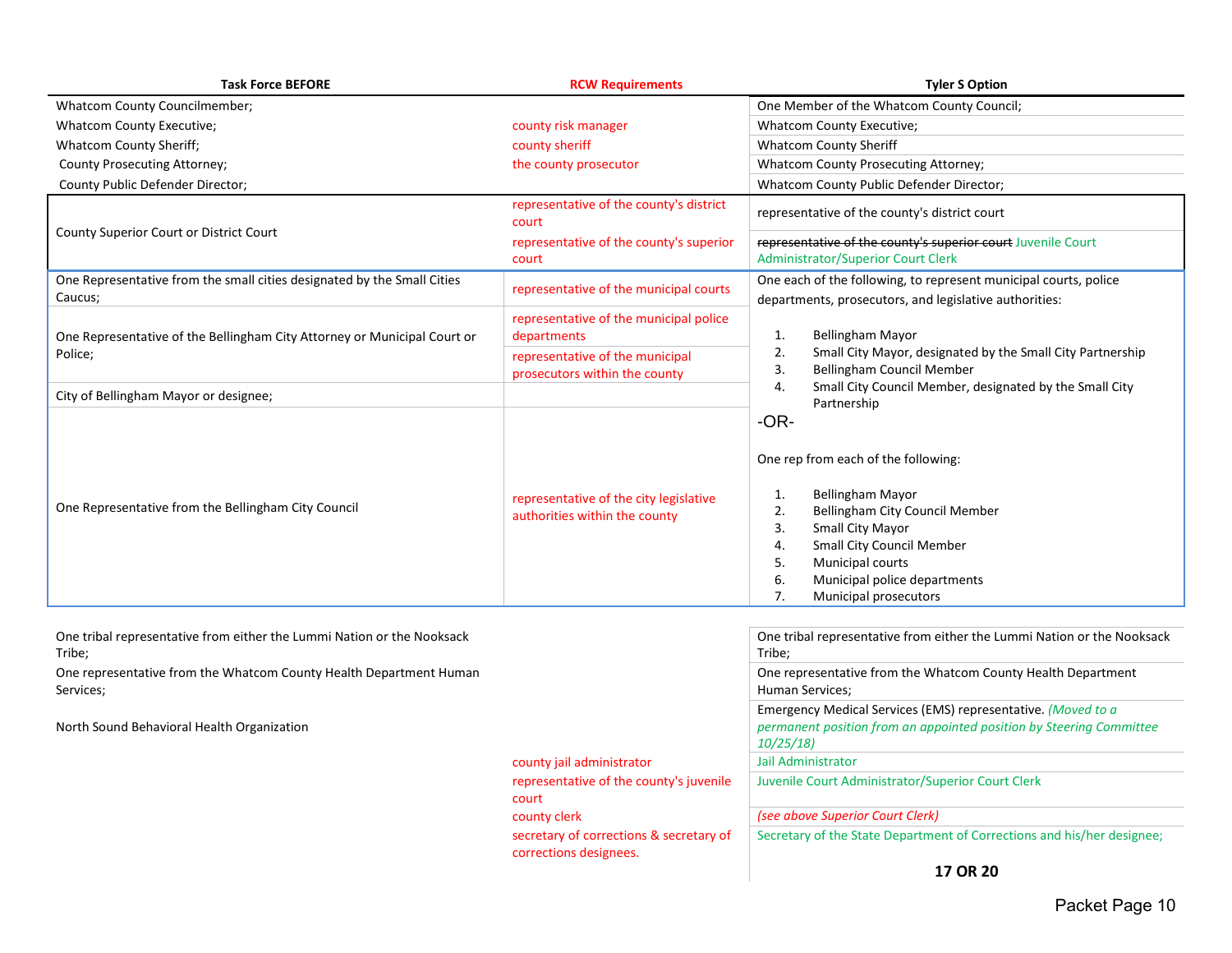| Task Force BEFORE | RCW Requirements | Tyler S Option |
|---|---|---|
| Whatcom County Councilmember; | | One Member of the Whatcom County Council; |
| Whatcom County Executive; | county risk manager | Whatcom County Executive; |
| Whatcom County Sheriff; | county sheriff | Whatcom County Sheriff |
| County Prosecuting Attorney; | the county prosecutor | Whatcom County Prosecuting Attorney; |
| County Public Defender Director; | | Whatcom County Public Defender Director; |
| County Superior Court or District Court | representative of the county's district court | representative of the county's district court |
| | representative of the county's superior court | ~~representative of the county's superior court~~ Juvenile Court Administrator/Superior Court Clerk |
| One Representative from the small cities designated by the Small Cities Caucus; | representative of the municipal courts | One each of the following, to represent municipal courts, police departments, prosecutors, and legislative authorities: 1. Bellingham Mayor 2. Small City Mayor, designated by the Small City Partnership 3. Bellingham Council Member 4. Small City Council Member, designated by the Small City Partnership -OR- One rep from each of the following: 1. Bellingham Mayor 2. Bellingham City Council Member 3. Small City Mayor 4. Small City Council Member 5. Municipal courts 6. Municipal police departments 7. Municipal prosecutors |
| One Representative of the Bellingham City Attorney or Municipal Court or Police; | representative of the municipal police departments; representative of the municipal prosecutors within the county | |
| City of Bellingham Mayor or designee; | | |
| One Representative from the Bellingham City Council | representative of the city legislative authorities within the county | |
| One tribal representative from either the Lummi Nation or the Nooksack Tribe; | | One tribal representative from either the Lummi Nation or the Nooksack Tribe; |
| One representative from the Whatcom County Health Department Human Services; | | One representative from the Whatcom County Health Department Human Services; |
| North Sound Behavioral Health Organization | | Emergency Medical Services (EMS) representative. *(Moved to a permanent position from an appointed position by Steering Committee 10/25/18)* |
| | county jail administrator | Jail Administrator |
| | representative of the county's juvenile court | Juvenile Court Administrator/Superior Court Clerk |
| | county clerk | *(see above Superior Court Clerk)* |
| | secretary of corrections & secretary of corrections designees. | Secretary of the State Department of Corrections and his/her designee; |
| | | **17 OR 20** |